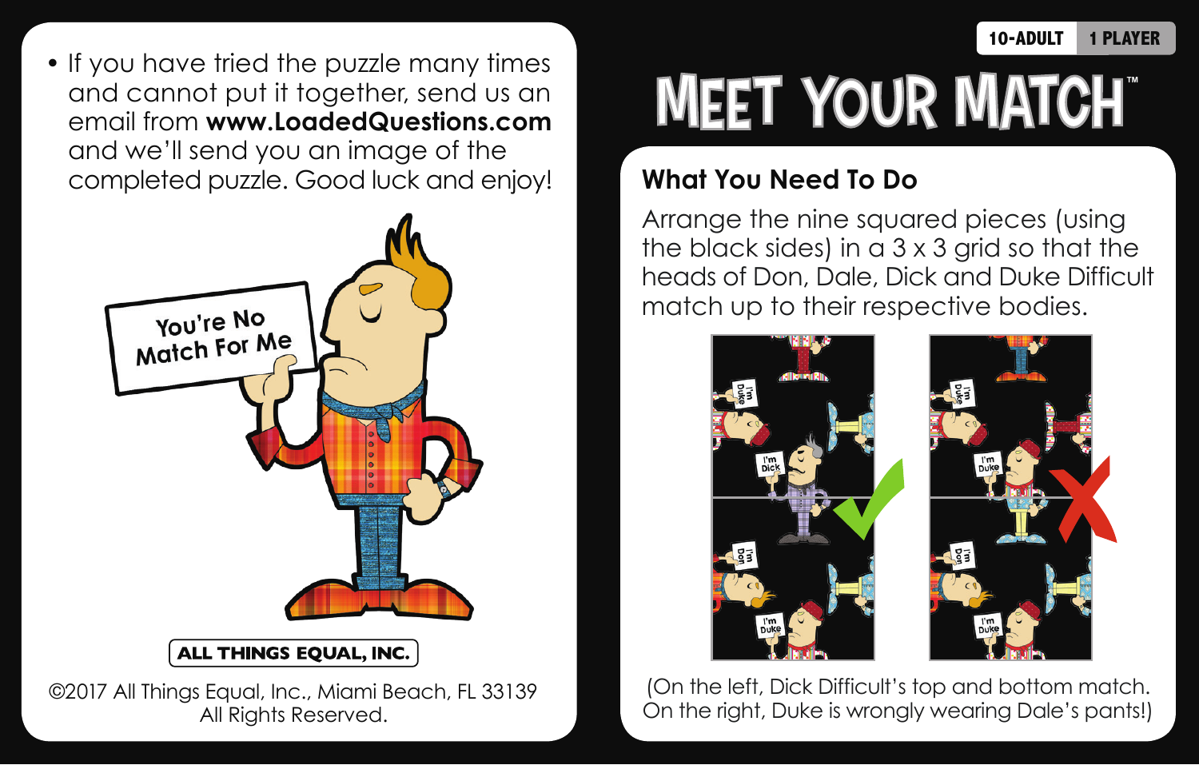- If you have tried the puzzle many times and cannot put it together, send us an email from **www.LoadedQuestions.com** and we'll send you an image of the completed puzzle. Good luck and enjoy!

You're No Match For Me

ALL THINGS EQUAL, INC.

©2017 All Things Equal, Inc., Miami Beach, FL 33139
All Rights Reserved.

10-ADULT | 1 PLAYER

# MEET YOUR MATCH™

## What You Need To Do

Arrange the nine squared pieces (using the black sides) in a 3 x 3 grid so that the heads of Don, Dale, Dick and Duke Difficult match up to their respective bodies.

(On the left, Dick Difficult's top and bottom match. On the right, Duke is wrongly wearing Dale's pants!)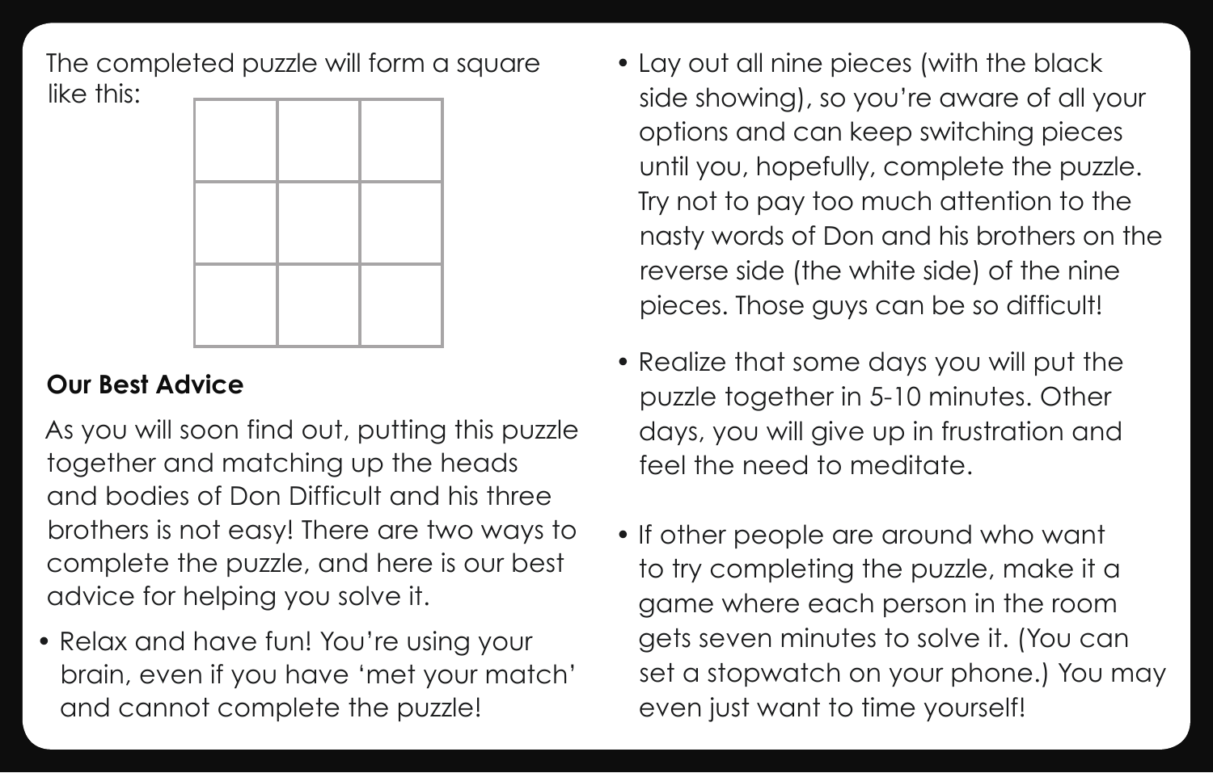The completed puzzle will form a square like this:

| | | |
|---|---|---|
| | | |
| | | |
| | | |

## Our Best Advice

As you will soon find out, putting this puzzle together and matching up the heads and bodies of Don Difficult and his three brothers is not easy! There are two ways to complete the puzzle, and here is our best advice for helping you solve it.

- Relax and have fun! You're using your brain, even if you have 'met your match' and cannot complete the puzzle!
- Lay out all nine pieces (with the black side showing), so you're aware of all your options and can keep switching pieces until you, hopefully, complete the puzzle. Try not to pay too much attention to the nasty words of Don and his brothers on the reverse side (the white side) of the nine pieces. Those guys can be so difficult!
- Realize that some days you will put the puzzle together in 5-10 minutes. Other days, you will give up in frustration and feel the need to meditate.
- If other people are around who want to try completing the puzzle, make it a game where each person in the room gets seven minutes to solve it. (You can set a stopwatch on your phone.) You may even just want to time yourself!